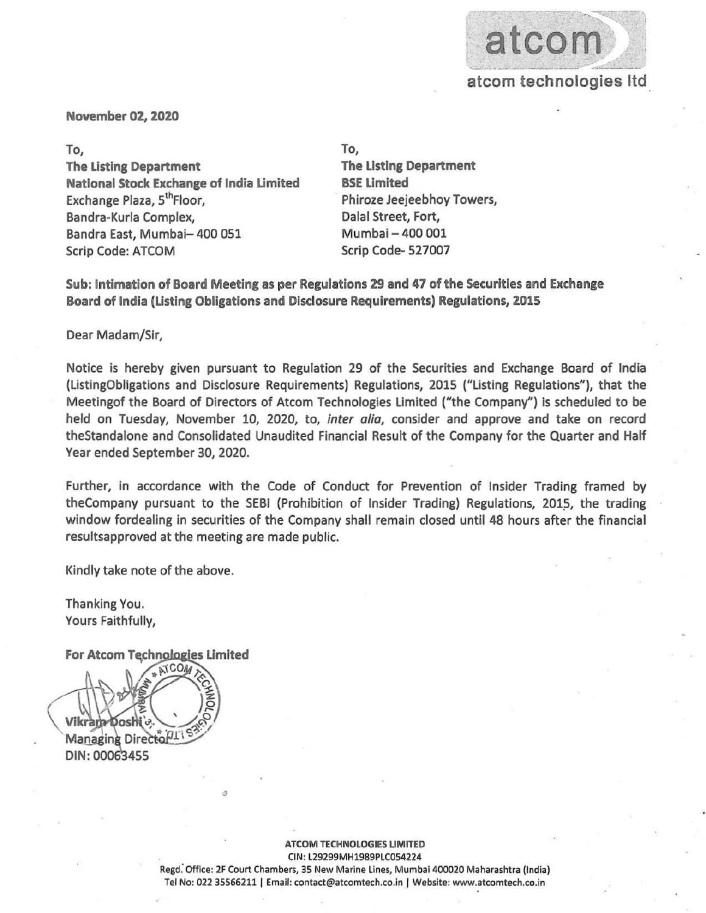atcom

atcom technologies ltd

**November 02, 2020**

To,
**The Listing Department**
**National Stock Exchange of India Limited**
Exchange Plaza, 5th Floor,
Bandra-Kurla Complex,
Bandra East, Mumbai– 400 051
Scrip Code: ATCOM

To,
**The Listing Department**
**BSE Limited**
Phiroze Jeejeebhoy Towers,
Dalal Street, Fort,
Mumbai – 400 001
Scrip Code- 527007

**Sub: Intimation of Board Meeting as per Regulations 29 and 47 of the Securities and Exchange Board of India (Listing Obligations and Disclosure Requirements) Regulations, 2015**

Dear Madam/Sir,

Notice is hereby given pursuant to Regulation 29 of the Securities and Exchange Board of India (ListingObligations and Disclosure Requirements) Regulations, 2015 ("Listing Regulations"), that the Meetingof the Board of Directors of Atcom Technologies Limited ("the Company") is scheduled to be held on Tuesday, November 10, 2020, to, *inter alia*, consider and approve and take on record theStandalone and Consolidated Unaudited Financial Result of the Company for the Quarter and Half Year ended September 30, 2020.

Further, in accordance with the Code of Conduct for Prevention of Insider Trading framed by theCompany pursuant to the SEBI (Prohibition of Insider Trading) Regulations, 2015, the trading window fordealing in securities of the Company shall remain closed until 48 hours after the financial resultsapproved at the meeting are made public.

Kindly take note of the above.

Thanking You.
Yours Faithfully,

**For Atcom Technologies Limited**

Vikram Doshi
Managing Director
DIN: 00063455

**ATCOM TECHNOLOGIES LIMITED**
CIN: L29299MH1989PLC054224
Regd. Office: 2F Court Chambers, 35 New Marine Lines, Mumbai 400020 Maharashtra (India)
Tel No: 022 35566211 | Email: contact@atcomtech.co.in | Website: www.atcomtech.co.in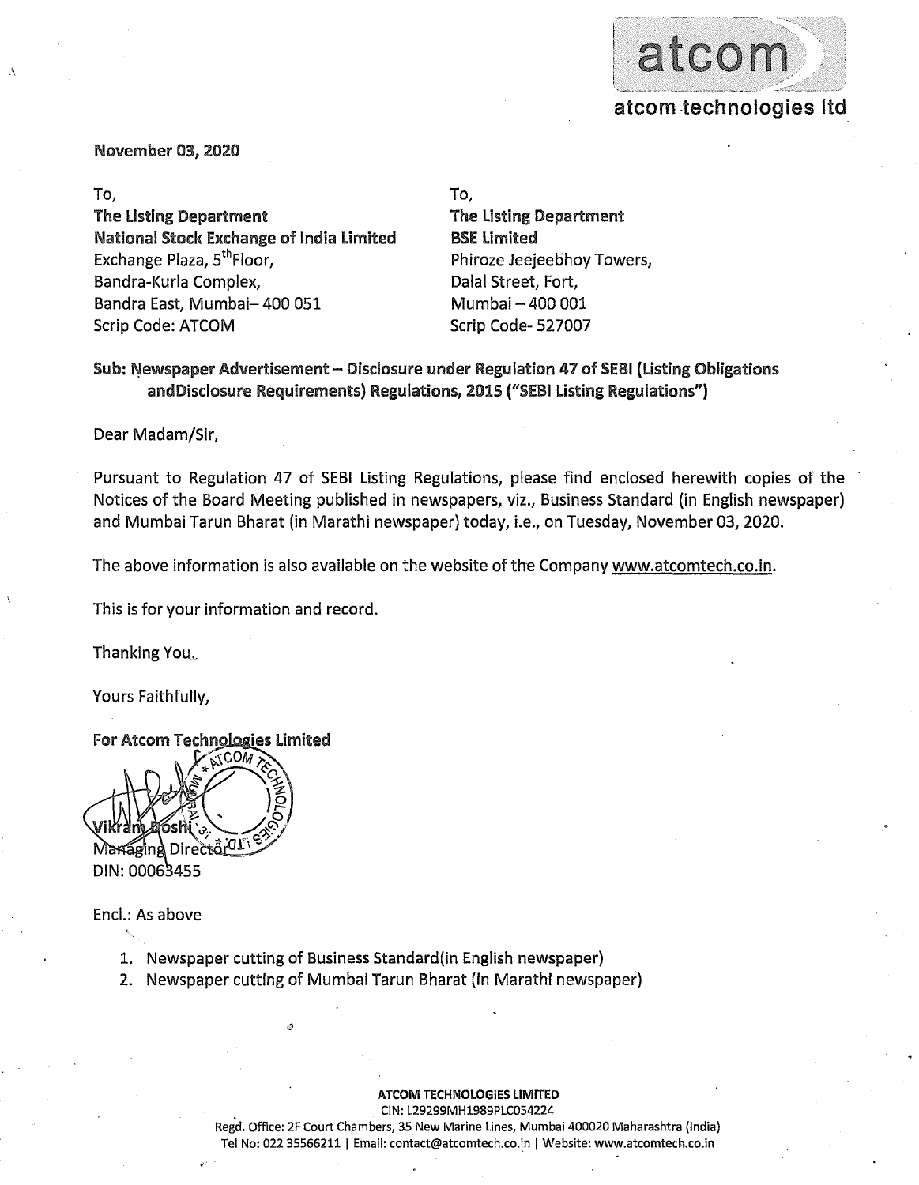atcom

atcom technologies ltd

**November 03, 2020**

| To, | To, |
|---|---|
| **The Listing Department** | **The Listing Department** |
| **National Stock Exchange of India Limited** | **BSE Limited** |
| Exchange Plaza, 5th Floor, | Phiroze Jeejeebhoy Towers, |
| Bandra-Kurla Complex, | Dalal Street, Fort, |
| Bandra East, Mumbai– 400 051 | Mumbai – 400 001 |
| Scrip Code: ATCOM | Scrip Code- 527007 |

**Sub: Newspaper Advertisement – Disclosure under Regulation 47 of SEBI (Listing Obligations andDisclosure Requirements) Regulations, 2015 ("SEBI Listing Regulations")**

Dear Madam/Sir,

Pursuant to Regulation 47 of SEBI Listing Regulations, please find enclosed herewith copies of the Notices of the Board Meeting published in newspapers, viz., Business Standard (in English newspaper) and Mumbai Tarun Bharat (in Marathi newspaper) today, i.e., on Tuesday, November 03, 2020.

The above information is also available on the website of the Company www.atcomtech.co.in.

This is for your information and record.

Thanking You.

Yours Faithfully,

**For Atcom Technologies Limited**

Vikram Doshi
Managing Director
DIN: 00063455

Encl.: As above

1. Newspaper cutting of Business Standard(in English newspaper)
2. Newspaper cutting of Mumbai Tarun Bharat (in Marathi newspaper)

**ATCOM TECHNOLOGIES LIMITED**
CIN: L29299MH1989PLC054224
Regd. Office: 2F Court Chambers, 35 New Marine Lines, Mumbai 400020 Maharashtra (India)
Tel No: 022 35566211 | Email: contact@atcomtech.co.in | Website: www.atcomtech.co.in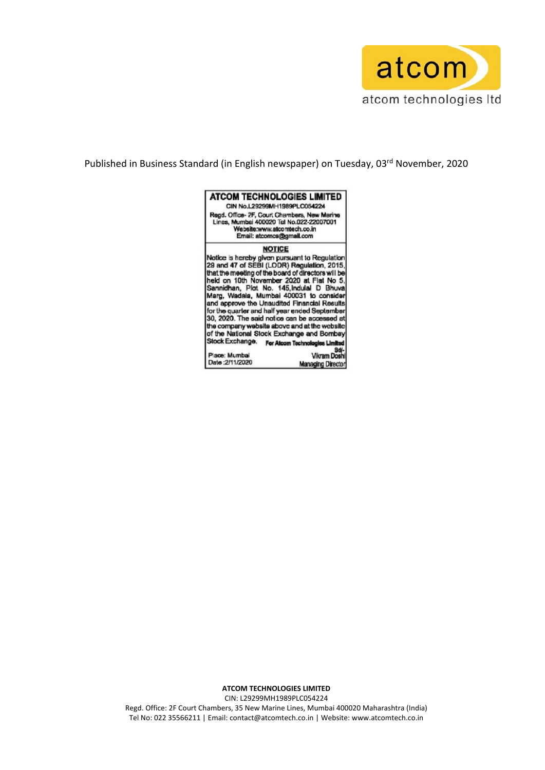atcom technologies ltd

Published in Business Standard (in English newspaper) on Tuesday, 03rd November, 2020

**ATCOM TECHNOLOGIES LIMITED**

CIN No.L29299MH1989PLC054224

Regd. Office- 2F, Court Chambers, New Marine Lines, Mumbai 400020 Tel No.022-22007001

Website:www.atcomtech.co.in

Email: atcomcs@gmail.com

**NOTICE**

Notice is hereby given pursuant to Regulation 29 and 47 of SEBI (LODR) Regulation, 2015, that the meeting of the board of directors will be held on 10th November 2020 at Flat No 5, Sannidhan, Plot No. 145,Indulal D Bhuva Marg, Wadala, Mumbai 400031 to consider and approve the Unaudited Financial Results for the quarter and half year ended September 30, 2020. The said notice can be accessed at the company website above and at the website of the National Stock Exchange and Bombay Stock Exchange.

**For Atcom Technologies Limited**

Sd/-

Vikram Doshi

Managing Director

Place: Mumbai

Date :2/11/2020

**ATCOM TECHNOLOGIES LIMITED**

CIN: L29299MH1989PLC054224

Regd. Office: 2F Court Chambers, 35 New Marine Lines, Mumbai 400020 Maharashtra (India)

Tel No: 022 35566211 | Email: contact@atcomtech.co.in | Website: www.atcomtech.co.in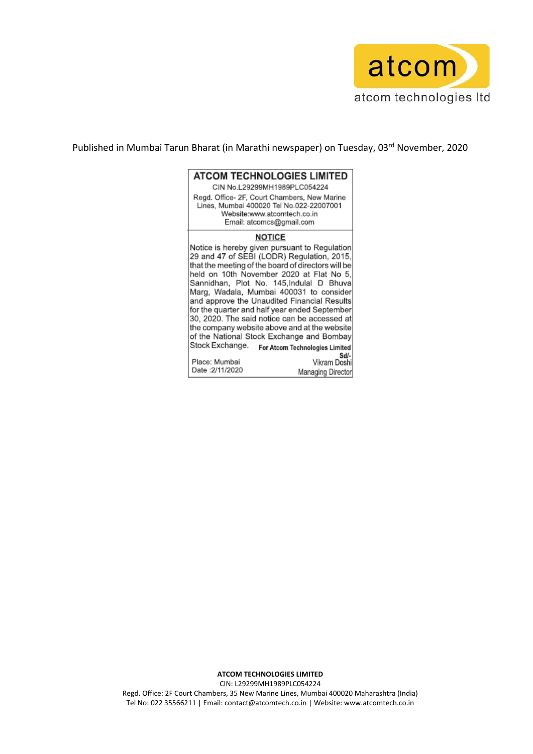atcom

atcom technologies ltd

Published in Mumbai Tarun Bharat (in Marathi newspaper) on Tuesday, 03rd November, 2020

## ATCOM TECHNOLOGIES LIMITED

CIN No.L29299MH1989PLC054224

Regd. Office- 2F, Court Chambers, New Marine Lines, Mumbai 400020 Tel No.022-22007001

Website:www.atcomtech.co.in

Email: atcomcs@gmail.com

### NOTICE

Notice is hereby given pursuant to Regulation 29 and 47 of SEBI (LODR) Regulation, 2015, that the meeting of the board of directors will be held on 10th November 2020 at Flat No 5, Sannidhan, Plot No. 145,Indulal D Bhuva Marg, Wadala, Mumbai 400031 to consider and approve the Unaudited Financial Results for the quarter and half year ended September 30, 2020. The said notice can be accessed at the company website above and at the website of the National Stock Exchange and Bombay Stock Exchange.

**For Atcom Technologies Limited**

Sd/-

Vikram Doshi

Managing Director

Place: Mumbai

Date :2/11/2020

**ATCOM TECHNOLOGIES LIMITED**

CIN: L29299MH1989PLC054224

Regd. Office: 2F Court Chambers, 35 New Marine Lines, Mumbai 400020 Maharashtra (India)

Tel No: 022 35566211 | Email: contact@atcomtech.co.in | Website: www.atcomtech.co.in